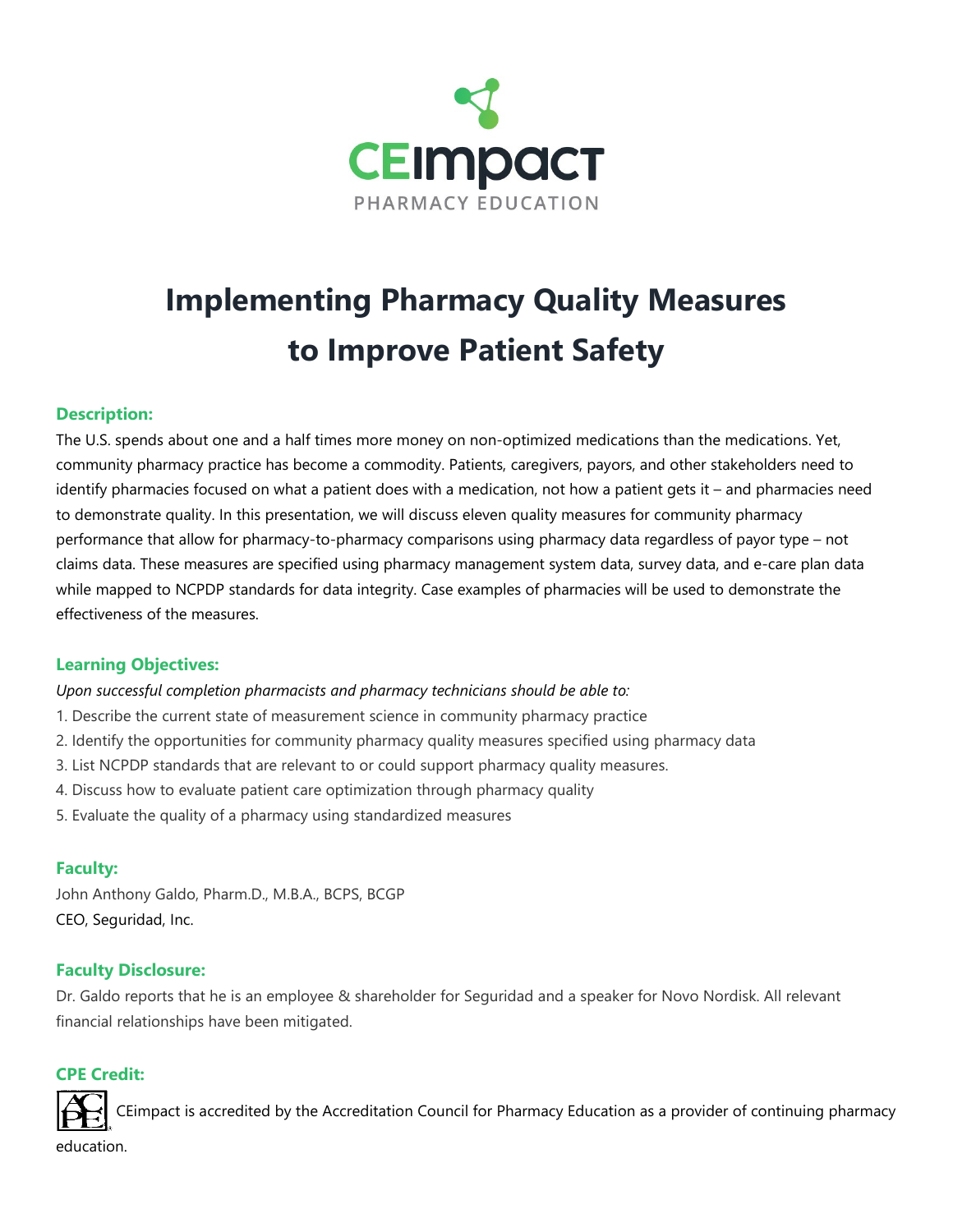CEimpact
PHARMACY EDUCATION

# Implementing Pharmacy Quality Measures to Improve Patient Safety

### Description:

The U.S. spends about one and a half times more money on non-optimized medications than the medications. Yet, community pharmacy practice has become a commodity. Patients, caregivers, payors, and other stakeholders need to identify pharmacies focused on what a patient does with a medication, not how a patient gets it – and pharmacies need to demonstrate quality. In this presentation, we will discuss eleven quality measures for community pharmacy performance that allow for pharmacy-to-pharmacy comparisons using pharmacy data regardless of payor type – not claims data. These measures are specified using pharmacy management system data, survey data, and e-care plan data while mapped to NCPDP standards for data integrity. Case examples of pharmacies will be used to demonstrate the effectiveness of the measures.

### Learning Objectives:

*Upon successful completion pharmacists and pharmacy technicians should be able to:*

1. Describe the current state of measurement science in community pharmacy practice
2. Identify the opportunities for community pharmacy quality measures specified using pharmacy data
3. List NCPDP standards that are relevant to or could support pharmacy quality measures.
4. Discuss how to evaluate patient care optimization through pharmacy quality
5. Evaluate the quality of a pharmacy using standardized measures

### Faculty:

John Anthony Galdo, Pharm.D., M.B.A., BCPS, BCGP
CEO, Seguridad, Inc.

### Faculty Disclosure:

Dr. Galdo reports that he is an employee & shareholder for Seguridad and a speaker for Novo Nordisk. All relevant financial relationships have been mitigated.

### CPE Credit:

CEimpact is accredited by the Accreditation Council for Pharmacy Education as a provider of continuing pharmacy education.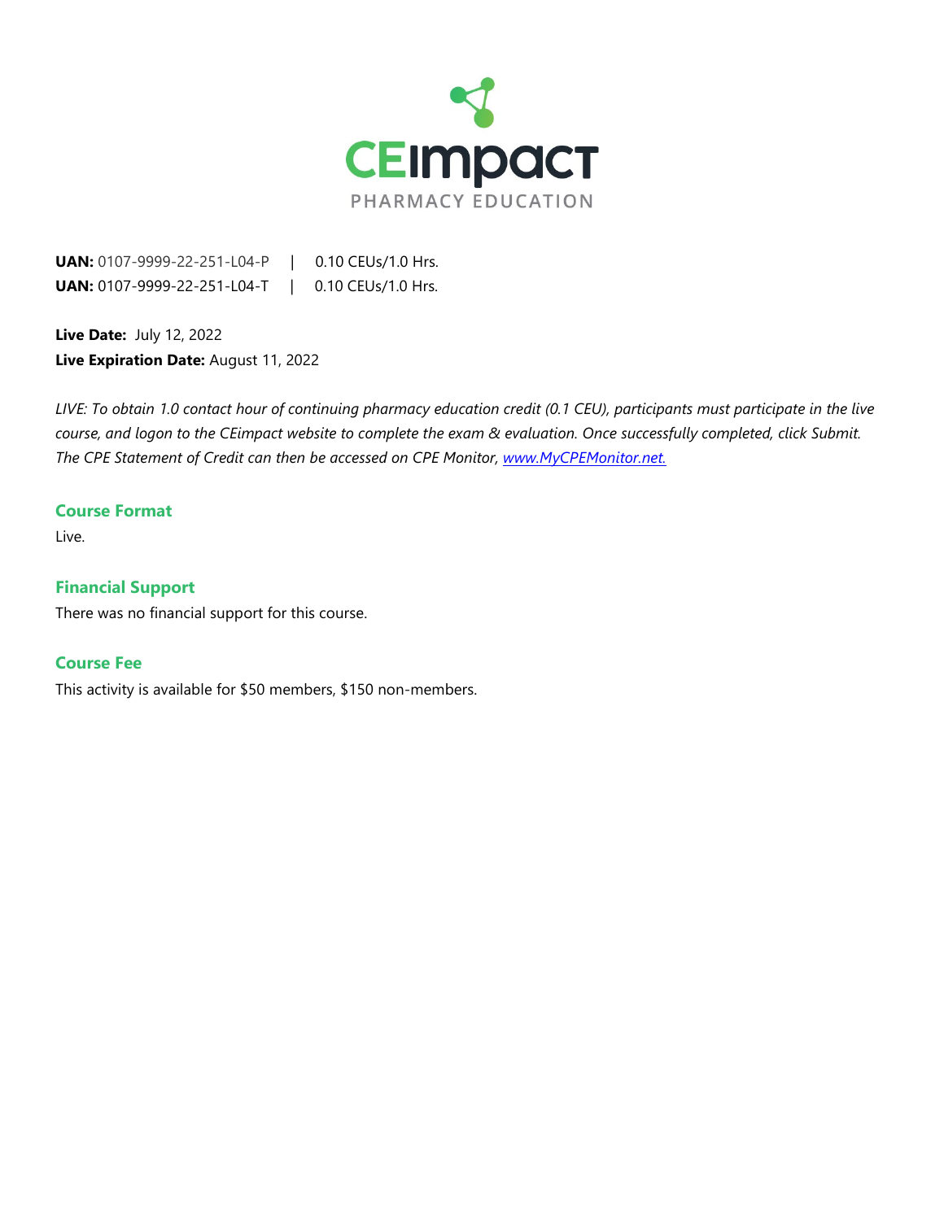**UAN:** 0107-9999-22-251-L04-P | 0.10 CEUs/1.0 Hrs.
**UAN:** 0107-9999-22-251-L04-T | 0.10 CEUs/1.0 Hrs.

**Live Date:** July 12, 2022
**Live Expiration Date:** August 11, 2022

*LIVE: To obtain 1.0 contact hour of continuing pharmacy education credit (0.1 CEU), participants must participate in the live course, and logon to the CEimpact website to complete the exam & evaluation. Once successfully completed, click Submit. The CPE Statement of Credit can then be accessed on CPE Monitor, [www.MyCPEMonitor.net.](http://www.MyCPEMonitor.net)*

## Course Format

Live.

## Financial Support

There was no financial support for this course.

## Course Fee

This activity is available for $50 members, $150 non-members.